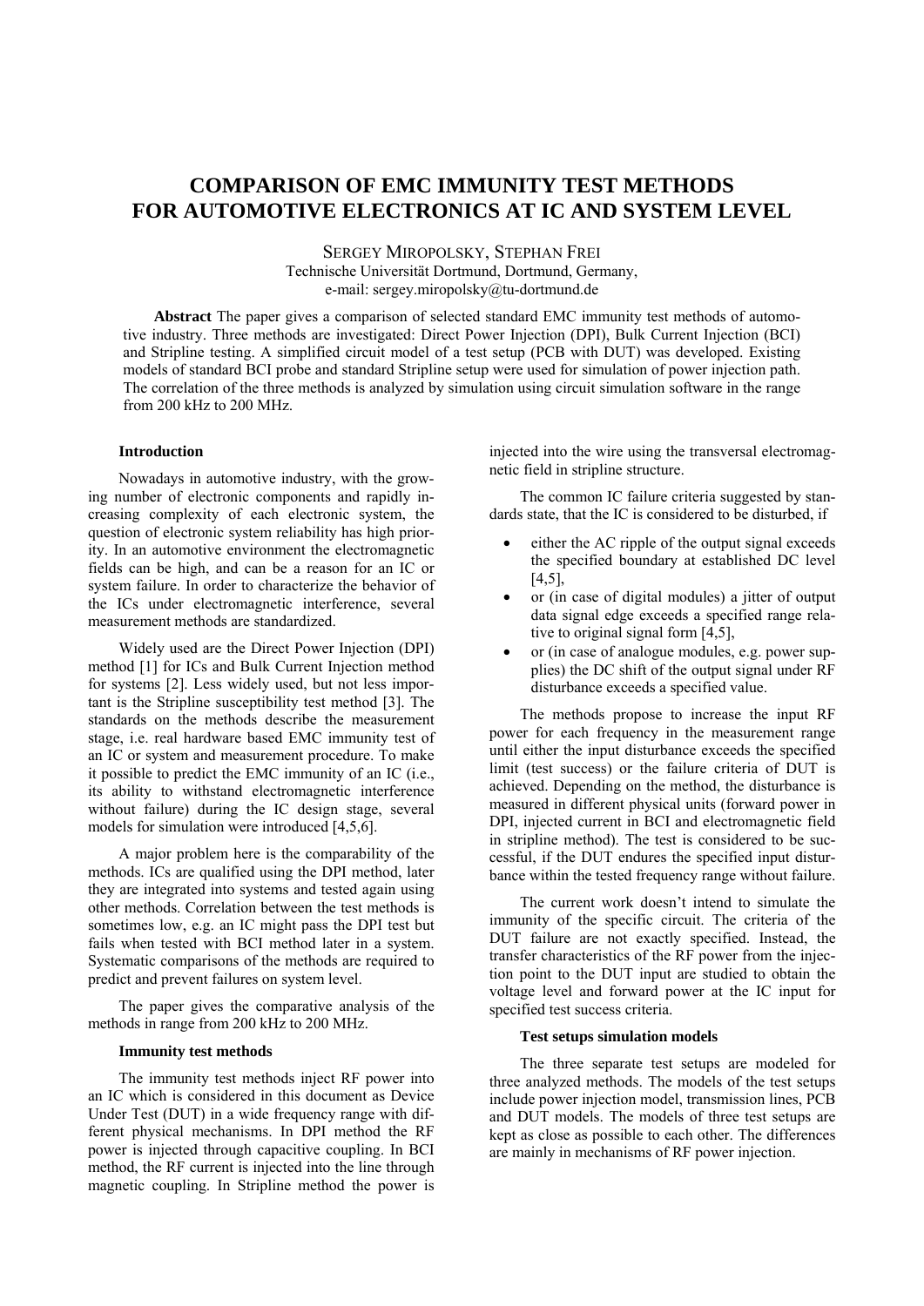# COMPARISON OF EMC IMMUNITY TEST METHODS FOR AUTOMOTIVE ELECTRONICS AT IC AND SYSTEM LEVEL

SERGEY MIROPOLSKY, STEPHAN FREI

Technische Universität Dortmund, Dortmund, Germany,
e-mail: sergey.miropolsky@tu-dortmund.de

**Abstract** The paper gives a comparison of selected standard EMC immunity test methods of automotive industry. Three methods are investigated: Direct Power Injection (DPI), Bulk Current Injection (BCI) and Stripline testing. A simplified circuit model of a test setup (PCB with DUT) was developed. Existing models of standard BCI probe and standard Stripline setup were used for simulation of power injection path. The correlation of the three methods is analyzed by simulation using circuit simulation software in the range from 200 kHz to 200 MHz.

### Introduction

Nowadays in automotive industry, with the growing number of electronic components and rapidly increasing complexity of each electronic system, the question of electronic system reliability has high priority. In an automotive environment the electromagnetic fields can be high, and can be a reason for an IC or system failure. In order to characterize the behavior of the ICs under electromagnetic interference, several measurement methods are standardized.

Widely used are the Direct Power Injection (DPI) method [1] for ICs and Bulk Current Injection method for systems [2]. Less widely used, but not less important is the Stripline susceptibility test method [3]. The standards on the methods describe the measurement stage, i.e. real hardware based EMC immunity test of an IC or system and measurement procedure. To make it possible to predict the EMC immunity of an IC (i.e., its ability to withstand electromagnetic interference without failure) during the IC design stage, several models for simulation were introduced [4,5,6].

A major problem here is the comparability of the methods. ICs are qualified using the DPI method, later they are integrated into systems and tested again using other methods. Correlation between the test methods is sometimes low, e.g. an IC might pass the DPI test but fails when tested with BCI method later in a system. Systematic comparisons of the methods are required to predict and prevent failures on system level.

The paper gives the comparative analysis of the methods in range from 200 kHz to 200 MHz.

### Immunity test methods

The immunity test methods inject RF power into an IC which is considered in this document as Device Under Test (DUT) in a wide frequency range with different physical mechanisms. In DPI method the RF power is injected through capacitive coupling. In BCI method, the RF current is injected into the line through magnetic coupling. In Stripline method the power is injected into the wire using the transversal electromagnetic field in stripline structure.

The common IC failure criteria suggested by standards state, that the IC is considered to be disturbed, if

- either the AC ripple of the output signal exceeds the specified boundary at established DC level [4,5],
- or (in case of digital modules) a jitter of output data signal edge exceeds a specified range relative to original signal form [4,5],
- or (in case of analogue modules, e.g. power supplies) the DC shift of the output signal under RF disturbance exceeds a specified value.

The methods propose to increase the input RF power for each frequency in the measurement range until either the input disturbance exceeds the specified limit (test success) or the failure criteria of DUT is achieved. Depending on the method, the disturbance is measured in different physical units (forward power in DPI, injected current in BCI and electromagnetic field in stripline method). The test is considered to be successful, if the DUT endures the specified input disturbance within the tested frequency range without failure.

The current work doesn't intend to simulate the immunity of the specific circuit. The criteria of the DUT failure are not exactly specified. Instead, the transfer characteristics of the RF power from the injection point to the DUT input are studied to obtain the voltage level and forward power at the IC input for specified test success criteria.

### Test setups simulation models

The three separate test setups are modeled for three analyzed methods. The models of the test setups include power injection model, transmission lines, PCB and DUT models. The models of three test setups are kept as close as possible to each other. The differences are mainly in mechanisms of RF power injection.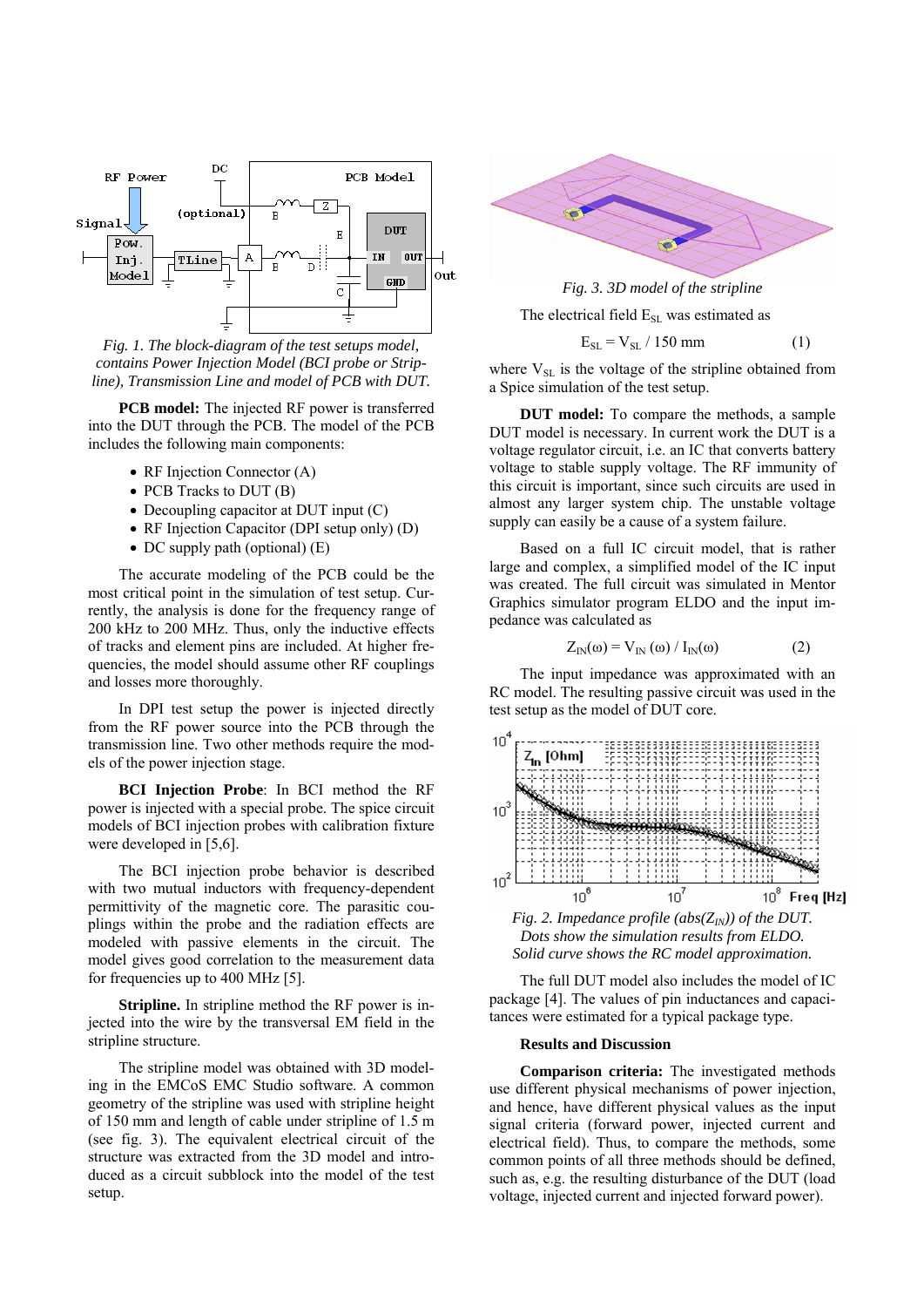Fig. 1. The block-diagram of the test setups model, contains Power Injection Model (BCI probe or Stripline), Transmission Line and model of PCB with DUT.

**PCB model:** The injected RF power is transferred into the DUT through the PCB. The model of the PCB includes the following main components:

- RF Injection Connector (A)
- PCB Tracks to DUT (B)
- Decoupling capacitor at DUT input (C)
- RF Injection Capacitor (DPI setup only) (D)
- DC supply path (optional) (E)

The accurate modeling of the PCB could be the most critical point in the simulation of test setup. Currently, the analysis is done for the frequency range of 200 kHz to 200 MHz. Thus, only the inductive effects of tracks and element pins are included. At higher frequencies, the model should assume other RF couplings and losses more thoroughly.

In DPI test setup the power is injected directly from the RF power source into the PCB through the transmission line. Two other methods require the models of the power injection stage.

**BCI Injection Probe**: In BCI method the RF power is injected with a special probe. The spice circuit models of BCI injection probes with calibration fixture were developed in [5,6].

The BCI injection probe behavior is described with two mutual inductors with frequency-dependent permittivity of the magnetic core. The parasitic couplings within the probe and the radiation effects are modeled with passive elements in the circuit. The model gives good correlation to the measurement data for frequencies up to 400 MHz [5].

**Stripline.** In stripline method the RF power is injected into the wire by the transversal EM field in the stripline structure.

The stripline model was obtained with 3D modeling in the EMCoS EMC Studio software. A common geometry of the stripline was used with stripline height of 150 mm and length of cable under stripline of 1.5 m (see fig. 3). The equivalent electrical circuit of the structure was extracted from the 3D model and introduced as a circuit subblock into the model of the test setup.

Fig. 3. 3D model of the stripline

The electrical field $E_{SL}$ was estimated as

$$E_{SL} = V_{SL} / 150 \text{ mm} \quad (1)$$

where $V_{SL}$ is the voltage of the stripline obtained from a Spice simulation of the test setup.

**DUT model:** To compare the methods, a sample DUT model is necessary. In current work the DUT is a voltage regulator circuit, i.e. an IC that converts battery voltage to stable supply voltage. The RF immunity of this circuit is important, since such circuits are used in almost any larger system chip. The unstable voltage supply can easily be a cause of a system failure.

Based on a full IC circuit model, that is rather large and complex, a simplified model of the IC input was created. The full circuit was simulated in Mentor Graphics simulator program ELDO and the input impedance was calculated as

$$Z_{IN}(\omega) = V_{IN}(\omega) / I_{IN}(\omega) \quad (2)$$

The input impedance was approximated with an RC model. The resulting passive circuit was used in the test setup as the model of DUT core.

Fig. 2. Impedance profile (abs($Z_{IN}$)) of the DUT. Dots show the simulation results from ELDO. Solid curve shows the RC model approximation.

The full DUT model also includes the model of IC package [4]. The values of pin inductances and capacitances were estimated for a typical package type.

### Results and Discussion

**Comparison criteria:** The investigated methods use different physical mechanisms of power injection, and hence, have different physical values as the input signal criteria (forward power, injected current and electrical field). Thus, to compare the methods, some common points of all three methods should be defined, such as, e.g. the resulting disturbance of the DUT (load voltage, injected current and injected forward power).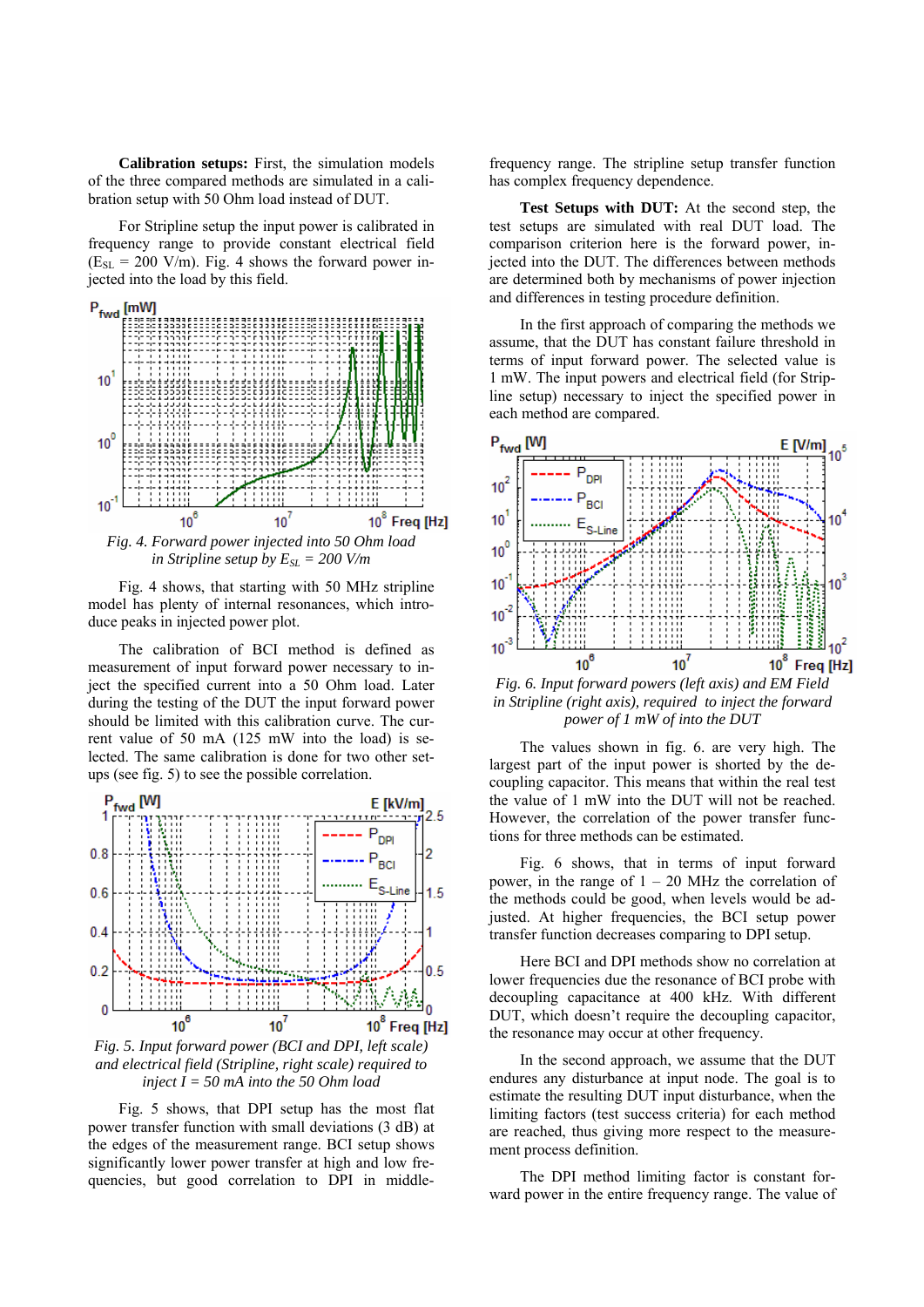**Calibration setups:** First, the simulation models of the three compared methods are simulated in a calibration setup with 50 Ohm load instead of DUT.

For Stripline setup the input power is calibrated in frequency range to provide constant electrical field ($E_{SL}$ = 200 V/m). Fig. 4 shows the forward power injected into the load by this field.

*Fig. 4. Forward power injected into 50 Ohm load in Stripline setup by $E_{SL}$ = 200 V/m*

Fig. 4 shows, that starting with 50 MHz stripline model has plenty of internal resonances, which introduce peaks in injected power plot.

The calibration of BCI method is defined as measurement of input forward power necessary to inject the specified current into a 50 Ohm load. Later during the testing of the DUT the input forward power should be limited with this calibration curve. The current value of 50 mA (125 mW into the load) is selected. The same calibration is done for two other setups (see fig. 5) to see the possible correlation.

*Fig. 5. Input forward power (BCI and DPI, left scale) and electrical field (Stripline, right scale) required to inject I = 50 mA into the 50 Ohm load*

Fig. 5 shows, that DPI setup has the most flat power transfer function with small deviations (3 dB) at the edges of the measurement range. BCI setup shows significantly lower power transfer at high and low frequencies, but good correlation to DPI in middle-frequency range. The stripline setup transfer function has complex frequency dependence.

**Test Setups with DUT:** At the second step, the test setups are simulated with real DUT load. The comparison criterion here is the forward power, injected into the DUT. The differences between methods are determined both by mechanisms of power injection and differences in testing procedure definition.

In the first approach of comparing the methods we assume, that the DUT has constant failure threshold in terms of input forward power. The selected value is 1 mW. The input powers and electrical field (for Stripline setup) necessary to inject the specified power in each method are compared.

*Fig. 6. Input forward powers (left axis) and EM Field in Stripline (right axis), required to inject the forward power of 1 mW of into the DUT*

The values shown in fig. 6. are very high. The largest part of the input power is shorted by the decoupling capacitor. This means that within the real test the value of 1 mW into the DUT will not be reached. However, the correlation of the power transfer functions for three methods can be estimated.

Fig. 6 shows, that in terms of input forward power, in the range of 1 – 20 MHz the correlation of the methods could be good, when levels would be adjusted. At higher frequencies, the BCI setup power transfer function decreases comparing to DPI setup.

Here BCI and DPI methods show no correlation at lower frequencies due the resonance of BCI probe with decoupling capacitance at 400 kHz. With different DUT, which doesn't require the decoupling capacitor, the resonance may occur at other frequency.

In the second approach, we assume that the DUT endures any disturbance at input node. The goal is to estimate the resulting DUT input disturbance, when the limiting factors (test success criteria) for each method are reached, thus giving more respect to the measurement process definition.

The DPI method limiting factor is constant forward power in the entire frequency range. The value of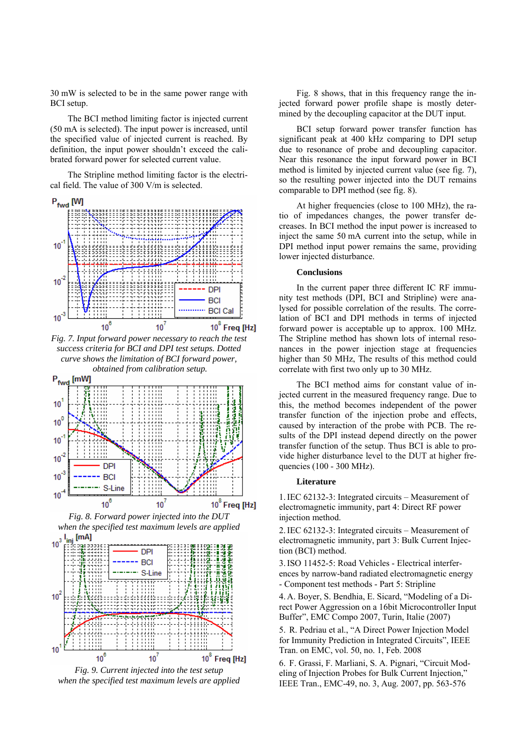30 mW is selected to be in the same power range with BCI setup.

The BCI method limiting factor is injected current (50 mA is selected). The input power is increased, until the specified value of injected current is reached. By definition, the input power shouldn't exceed the calibrated forward power for selected current value.

The Stripline method limiting factor is the electrical field. The value of 300 V/m is selected.

$P_{fwd}$ [W]

$10^{-1}$

$10^{-2}$

$10^{-3}$

$10^{6}$ $10^{7}$ $10^{8}$ Freq [Hz]

DPI

BCI

BCI Cal

*Fig. 7. Input forward power necessary to reach the test success criteria for BCI and DPI test setups. Dotted curve shows the limitation of BCI forward power, obtained from calibration setup.*

$P_{fwd}$ [mW]

$10^{1}$

$10^{0}$

$10^{-1}$

$10^{-2}$

$10^{-3}$

$10^{-4}$

$10^{6}$ $10^{7}$ $10^{8}$ Freq [Hz]

DPI

BCI

S-Line

*Fig. 8. Forward power injected into the DUT when the specified test maximum levels are applied*

$I_{inj}$ [mA]

$10^{3}$

$10^{2}$

$10^{1}$

$10^{6}$ $10^{7}$ $10^{8}$ Freq [Hz]

DPI

BCI

S-Line

*Fig. 9. Current injected into the test setup when the specified test maximum levels are applied*

Fig. 8 shows, that in this frequency range the injected forward power profile shape is mostly determined by the decoupling capacitor at the DUT input.

BCI setup forward power transfer function has significant peak at 400 kHz comparing to DPI setup due to resonance of probe and decoupling capacitor. Near this resonance the input forward power in BCI method is limited by injected current value (see fig. 7), so the resulting power injected into the DUT remains comparable to DPI method (see fig. 8).

At higher frequencies (close to 100 MHz), the ratio of impedances changes, the power transfer decreases. In BCI method the input power is increased to inject the same 50 mA current into the setup, while in DPI method input power remains the same, providing lower injected disturbance.

### Conclusions

In the current paper three different IC RF immunity test methods (DPI, BCI and Stripline) were analysed for possible correlation of the results. The correlation of BCI and DPI methods in terms of injected forward power is acceptable up to approx. 100 MHz. The Stripline method has shown lots of internal resonances in the power injection stage at frequencies higher than 50 MHz, The results of this method could correlate with first two only up to 30 MHz.

The BCI method aims for constant value of injected current in the measured frequency range. Due to this, the method becomes independent of the power transfer function of the injection probe and effects, caused by interaction of the probe with PCB. The results of the DPI instead depend directly on the power transfer function of the setup. Thus BCI is able to provide higher disturbance level to the DUT at higher frequencies (100 - 300 MHz).

### Literature

1. IEC 62132-3: Integrated circuits – Measurement of electromagnetic immunity, part 4: Direct RF power injection method.
2. IEC 62132-3: Integrated circuits – Measurement of electromagnetic immunity, part 3: Bulk Current Injection (BCI) method.
3. ISO 11452-5: Road Vehicles - Electrical interferences by narrow-band radiated electromagnetic energy - Component test methods - Part 5: Stripline
4. A. Boyer, S. Bendhia, E. Sicard, "Modeling of a Direct Power Aggression on a 16bit Microcontroller Input Buffer", EMC Compo 2007, Turin, Italie (2007)
5. R. Pedriau et al., "A Direct Power Injection Model for Immunity Prediction in Integrated Circuits", IEEE Tran. on EMC, vol. 50, no. 1, Feb. 2008
6. F. Grassi, F. Marliani, S. A. Pignari, "Circuit Modeling of Injection Probes for Bulk Current Injection," IEEE Tran., EMC-49, no. 3, Aug. 2007, pp. 563-576